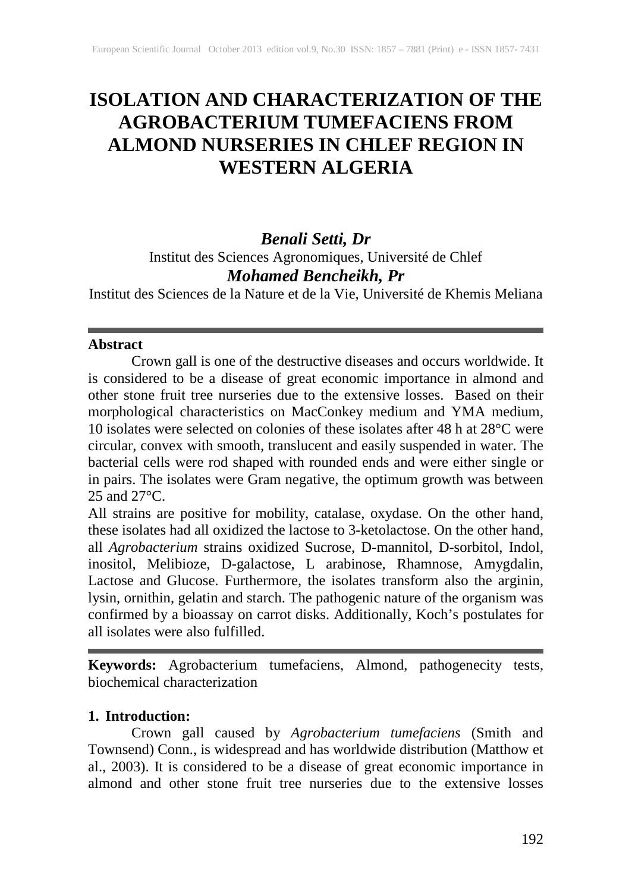# ISOLATION AND CHARACTERIZATION OF THE AGROBACTERIUM TUMEFACIENS FROM ALMOND NURSERIES IN CHLEF REGION IN WESTERN ALGERIA

***Benali Setti, Dr***
Institut des Sciences Agronomiques, Université de Chlef
***Mohamed Bencheikh, Pr***
Institut des Sciences de la Nature et de la Vie, Université de Khemis Meliana

**Abstract**

Crown gall is one of the destructive diseases and occurs worldwide. It is considered to be a disease of great economic importance in almond and other stone fruit tree nurseries due to the extensive losses. Based on their morphological characteristics on MacConkey medium and YMA medium, 10 isolates were selected on colonies of these isolates after 48 h at 28°C were circular, convex with smooth, translucent and easily suspended in water. The bacterial cells were rod shaped with rounded ends and were either single or in pairs. The isolates were Gram negative, the optimum growth was between 25 and 27°C.

All strains are positive for mobility, catalase, oxydase. On the other hand, these isolates had all oxidized the lactose to 3-ketolactose. On the other hand, all *Agrobacterium* strains oxidized Sucrose, D-mannitol, D-sorbitol, Indol, inositol, Melibioze, D-galactose, L arabinose, Rhamnose, Amygdalin, Lactose and Glucose. Furthermore, the isolates transform also the arginin, lysin, ornithin, gelatin and starch. The pathogenic nature of the organism was confirmed by a bioassay on carrot disks. Additionally, Koch's postulates for all isolates were also fulfilled.

**Keywords:** Agrobacterium tumefaciens, Almond, pathogenecity tests, biochemical characterization

## 1. Introduction:

Crown gall caused by *Agrobacterium tumefaciens* (Smith and Townsend) Conn., is widespread and has worldwide distribution (Matthow et al., 2003). It is considered to be a disease of great economic importance in almond and other stone fruit tree nurseries due to the extensive losses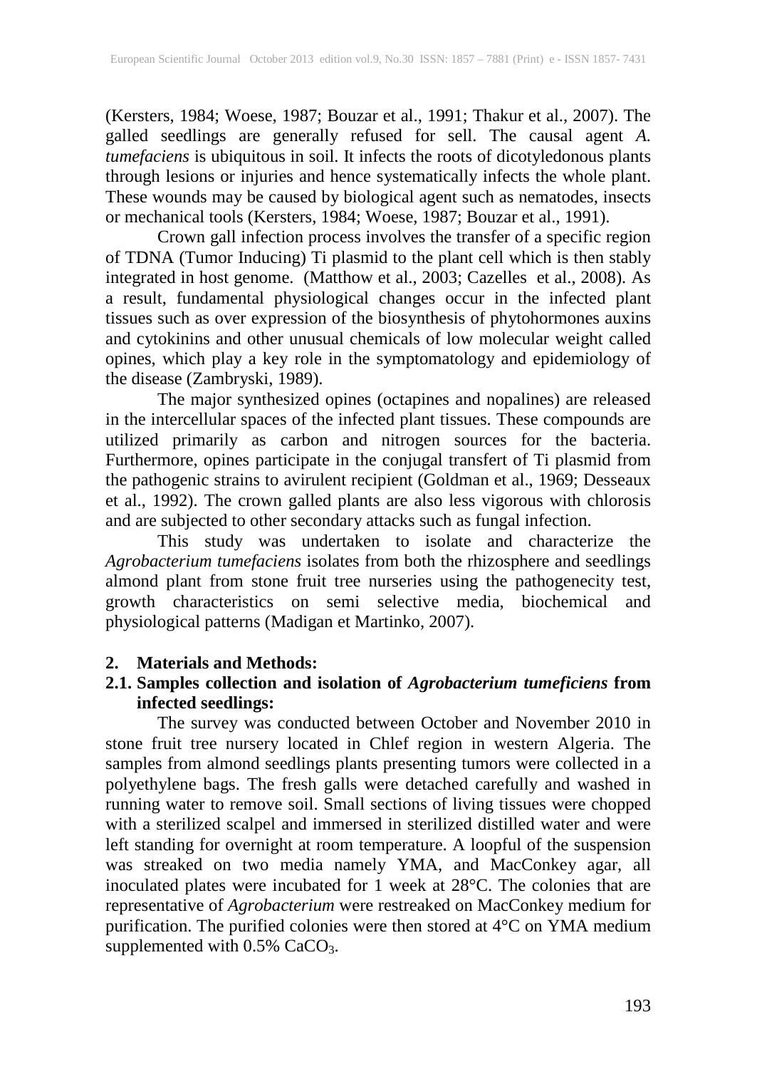(Kersters, 1984; Woese, 1987; Bouzar et al., 1991; Thakur et al., 2007). The galled seedlings are generally refused for sell. The causal agent *A. tumefaciens* is ubiquitous in soil. It infects the roots of dicotyledonous plants through lesions or injuries and hence systematically infects the whole plant. These wounds may be caused by biological agent such as nematodes, insects or mechanical tools (Kersters, 1984; Woese, 1987; Bouzar et al., 1991).

Crown gall infection process involves the transfer of a specific region of TDNA (Tumor Inducing) Ti plasmid to the plant cell which is then stably integrated in host genome. (Matthow et al., 2003; Cazelles et al., 2008). As a result, fundamental physiological changes occur in the infected plant tissues such as over expression of the biosynthesis of phytohormones auxins and cytokinins and other unusual chemicals of low molecular weight called opines, which play a key role in the symptomatology and epidemiology of the disease (Zambryski, 1989).

The major synthesized opines (octapines and nopalines) are released in the intercellular spaces of the infected plant tissues. These compounds are utilized primarily as carbon and nitrogen sources for the bacteria. Furthermore, opines participate in the conjugal transfert of Ti plasmid from the pathogenic strains to avirulent recipient (Goldman et al., 1969; Desseaux et al., 1992). The crown galled plants are also less vigorous with chlorosis and are subjected to other secondary attacks such as fungal infection.

This study was undertaken to isolate and characterize the *Agrobacterium tumefaciens* isolates from both the rhizosphere and seedlings almond plant from stone fruit tree nurseries using the pathogenecity test, growth characteristics on semi selective media, biochemical and physiological patterns (Madigan et Martinko, 2007).

## 2. Materials and Methods:

### 2.1. Samples collection and isolation of *Agrobacterium tumeficiens* from infected seedlings:

The survey was conducted between October and November 2010 in stone fruit tree nursery located in Chlef region in western Algeria. The samples from almond seedlings plants presenting tumors were collected in a polyethylene bags. The fresh galls were detached carefully and washed in running water to remove soil. Small sections of living tissues were chopped with a sterilized scalpel and immersed in sterilized distilled water and were left standing for overnight at room temperature. A loopful of the suspension was streaked on two media namely YMA, and MacConkey agar, all inoculated plates were incubated for 1 week at 28°C. The colonies that are representative of *Agrobacterium* were restreaked on MacConkey medium for purification. The purified colonies were then stored at 4°C on YMA medium supplemented with 0.5% $CaCO_3$.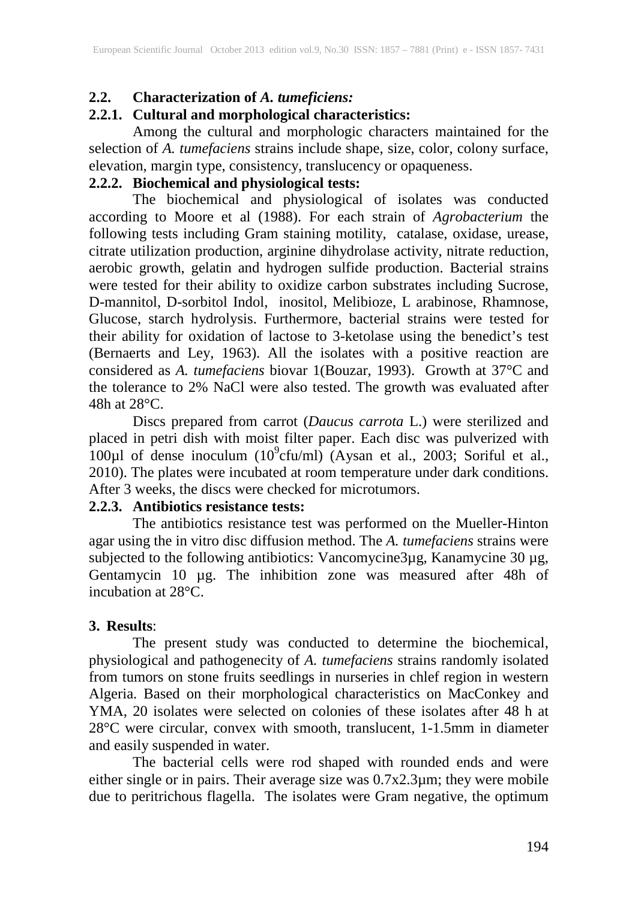### 2.2. Characterization of *A. tumeficiens:*

#### 2.2.1. Cultural and morphological characteristics:

Among the cultural and morphologic characters maintained for the selection of *A. tumefaciens* strains include shape, size, color, colony surface, elevation, margin type, consistency, translucency or opaqueness.

#### 2.2.2. Biochemical and physiological tests:

The biochemical and physiological of isolates was conducted according to Moore et al (1988). For each strain of *Agrobacterium* the following tests including Gram staining motility, catalase, oxidase, urease, citrate utilization production, arginine dihydrolase activity, nitrate reduction, aerobic growth, gelatin and hydrogen sulfide production. Bacterial strains were tested for their ability to oxidize carbon substrates including Sucrose, D-mannitol, D-sorbitol Indol, inositol, Melibioze, L arabinose, Rhamnose, Glucose, starch hydrolysis. Furthermore, bacterial strains were tested for their ability for oxidation of lactose to 3-ketolase using the benedict's test (Bernaerts and Ley, 1963). All the isolates with a positive reaction are considered as *A. tumefaciens* biovar 1(Bouzar, 1993). Growth at 37°C and the tolerance to 2% NaCl were also tested. The growth was evaluated after 48h at 28°C.

Discs prepared from carrot (*Daucus carrota* L.) were sterilized and placed in petri dish with moist filter paper. Each disc was pulverized with 100µl of dense inoculum ($10^9$cfu/ml) (Aysan et al., 2003; Soriful et al., 2010). The plates were incubated at room temperature under dark conditions. After 3 weeks, the discs were checked for microtumors.

#### 2.2.3. Antibiotics resistance tests:

The antibiotics resistance test was performed on the Mueller-Hinton agar using the in vitro disc diffusion method. The *A. tumefaciens* strains were subjected to the following antibiotics: Vancomycine3µg, Kanamycine 30 µg, Gentamycin 10 µg. The inhibition zone was measured after 48h of incubation at 28°C.

## 3. Results:

The present study was conducted to determine the biochemical, physiological and pathogenecity of *A. tumefaciens* strains randomly isolated from tumors on stone fruits seedlings in nurseries in chlef region in western Algeria. Based on their morphological characteristics on MacConkey and YMA, 20 isolates were selected on colonies of these isolates after 48 h at 28°C were circular, convex with smooth, translucent, 1-1.5mm in diameter and easily suspended in water.

The bacterial cells were rod shaped with rounded ends and were either single or in pairs. Their average size was 0.7x2.3µm; they were mobile due to peritrichous flagella. The isolates were Gram negative, the optimum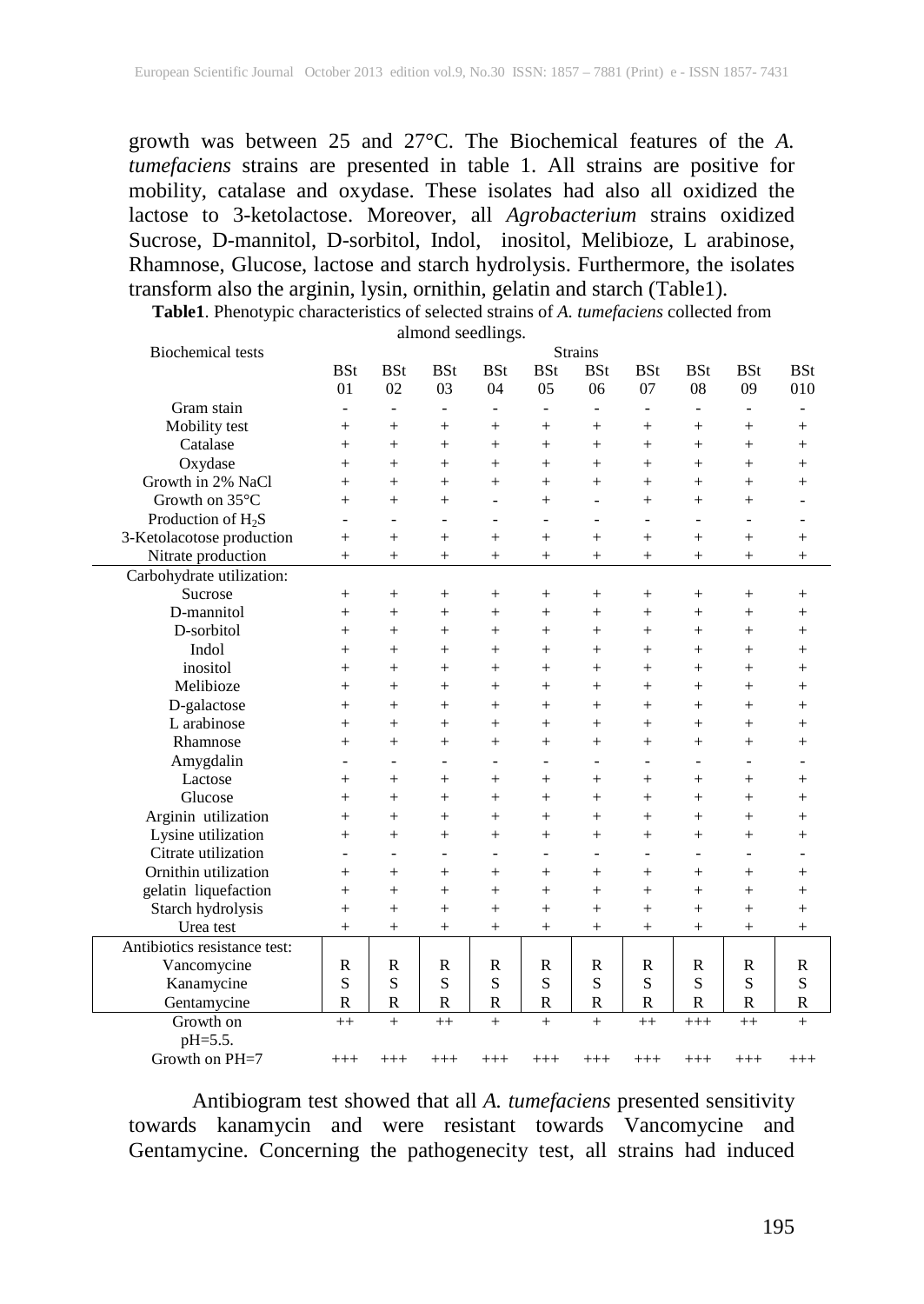growth was between 25 and 27°C. The Biochemical features of the *A. tumefaciens* strains are presented in table 1. All strains are positive for mobility, catalase and oxydase. These isolates had also all oxidized the lactose to 3-ketolactose. Moreover, all *Agrobacterium* strains oxidized Sucrose, D-mannitol, D-sorbitol, Indol, inositol, Melibioze, L arabinose, Rhamnose, Glucose, lactose and starch hydrolysis. Furthermore, the isolates transform also the arginin, lysin, ornithin, gelatin and starch (Table1).

**Table1**. Phenotypic characteristics of selected strains of *A. tumefaciens* collected from almond seedlings.

| Biochemical tests | Strains | | | | | | | | | |
|---|---|---|---|---|---|---|---|---|---|---|
| | BSt 01 | BSt 02 | BSt 03 | BSt 04 | BSt 05 | BSt 06 | BSt 07 | BSt 08 | BSt 09 | BSt 010 |
| Gram stain | - | - | - | - | - | - | - | - | - | - |
| Mobility test | + | + | + | + | + | + | + | + | + | + |
| Catalase | + | + | + | + | + | + | + | + | + | + |
| Oxydase | + | + | + | + | + | + | + | + | + | + |
| Growth in 2% NaCl | + | + | + | + | + | + | + | + | + | + |
| Growth on 35°C | + | + | + | - | + | - | + | + | + | - |
| Production of $H_2S$ | - | - | - | - | - | - | - | - | - | - |
| 3-Ketolacotose production | + | + | + | + | + | + | + | + | + | + |
| Nitrate production | + | + | + | + | + | + | + | + | + | + |
| Carbohydrate utilization: | | | | | | | | | | |
| Sucrose | + | + | + | + | + | + | + | + | + | + |
| D-mannitol | + | + | + | + | + | + | + | + | + | + |
| D-sorbitol | + | + | + | + | + | + | + | + | + | + |
| Indol | + | + | + | + | + | + | + | + | + | + |
| inositol | + | + | + | + | + | + | + | + | + | + |
| Melibioze | + | + | + | + | + | + | + | + | + | + |
| D-galactose | + | + | + | + | + | + | + | + | + | + |
| L arabinose | + | + | + | + | + | + | + | + | + | + |
| Rhamnose | + | + | + | + | + | + | + | + | + | + |
| Amygdalin | - | - | - | - | - | - | - | - | - | - |
| Lactose | + | + | + | + | + | + | + | + | + | + |
| Glucose | + | + | + | + | + | + | + | + | + | + |
| Arginin utilization | + | + | + | + | + | + | + | + | + | + |
| Lysine utilization | + | + | + | + | + | + | + | + | + | + |
| Citrate utilization | - | - | - | - | - | - | - | - | - | - |
| Ornithin utilization | + | + | + | + | + | + | + | + | + | + |
| gelatin liquefaction | + | + | + | + | + | + | + | + | + | + |
| Starch hydrolysis | + | + | + | + | + | + | + | + | + | + |
| Urea test | + | + | + | + | + | + | + | + | + | + |
| Antibiotics resistance test: | | | | | | | | | | |
| Vancomycine | R | R | R | R | R | R | R | R | R | R |
| Kanamycine | S | S | S | S | S | S | S | S | S | S |
| Gentamycine | R | R | R | R | R | R | R | R | R | R |
| Growth on pH=5.5. | ++ | + | ++ | + | + | + | ++ | +++ | ++ | + |
| Growth on PH=7 | +++ | +++ | +++ | +++ | +++ | +++ | +++ | +++ | +++ | +++ |

Antibiogram test showed that all *A. tumefaciens* presented sensitivity towards kanamycin and were resistant towards Vancomycine and Gentamycine. Concerning the pathogenecity test, all strains had induced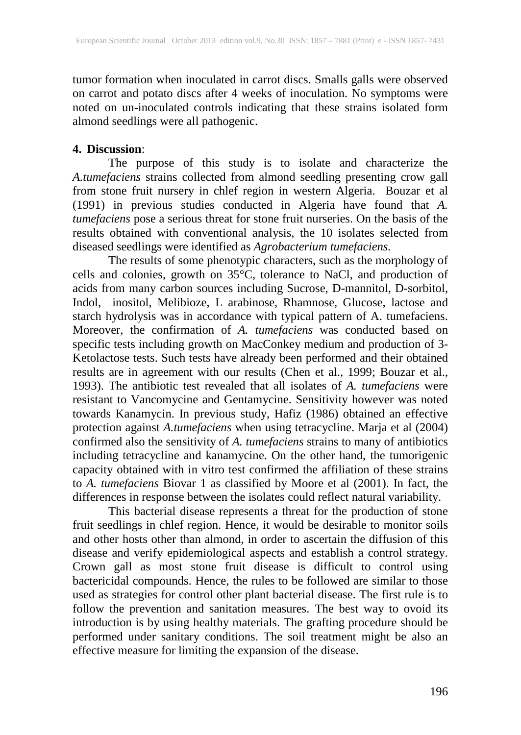tumor formation when inoculated in carrot discs. Smalls galls were observed on carrot and potato discs after 4 weeks of inoculation. No symptoms were noted on un-inoculated controls indicating that these strains isolated form almond seedlings were all pathogenic.

## 4. Discussion:

The purpose of this study is to isolate and characterize the *A.tumefaciens* strains collected from almond seedling presenting crow gall from stone fruit nursery in chlef region in western Algeria. Bouzar et al (1991) in previous studies conducted in Algeria have found that *A. tumefaciens* pose a serious threat for stone fruit nurseries. On the basis of the results obtained with conventional analysis, the 10 isolates selected from diseased seedlings were identified as *Agrobacterium tumefaciens.*

The results of some phenotypic characters, such as the morphology of cells and colonies, growth on 35°C, tolerance to NaCl, and production of acids from many carbon sources including Sucrose, D-mannitol, D-sorbitol, Indol, inositol, Melibioze, L arabinose, Rhamnose, Glucose, lactose and starch hydrolysis was in accordance with typical pattern of A. tumefaciens. Moreover, the confirmation of *A. tumefaciens* was conducted based on specific tests including growth on MacConkey medium and production of 3-Ketolactose tests. Such tests have already been performed and their obtained results are in agreement with our results (Chen et al., 1999; Bouzar et al., 1993). The antibiotic test revealed that all isolates of *A. tumefaciens* were resistant to Vancomycine and Gentamycine. Sensitivity however was noted towards Kanamycin. In previous study, Hafiz (1986) obtained an effective protection against *A.tumefaciens* when using tetracycline. Marja et al (2004) confirmed also the sensitivity of *A. tumefaciens* strains to many of antibiotics including tetracycline and kanamycine. On the other hand, the tumorigenic capacity obtained with in vitro test confirmed the affiliation of these strains to *A. tumefaciens* Biovar 1 as classified by Moore et al (2001). In fact, the differences in response between the isolates could reflect natural variability.

This bacterial disease represents a threat for the production of stone fruit seedlings in chlef region. Hence, it would be desirable to monitor soils and other hosts other than almond, in order to ascertain the diffusion of this disease and verify epidemiological aspects and establish a control strategy. Crown gall as most stone fruit disease is difficult to control using bactericidal compounds. Hence, the rules to be followed are similar to those used as strategies for control other plant bacterial disease. The first rule is to follow the prevention and sanitation measures. The best way to ovoid its introduction is by using healthy materials. The grafting procedure should be performed under sanitary conditions. The soil treatment might be also an effective measure for limiting the expansion of the disease.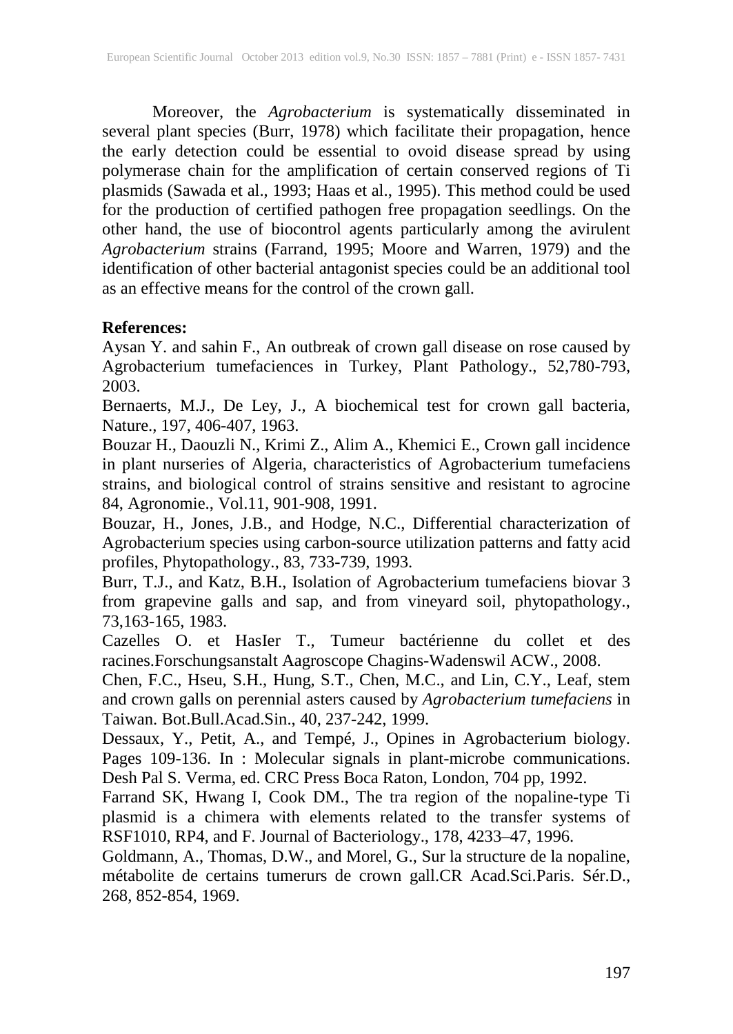Moreover, the *Agrobacterium* is systematically disseminated in several plant species (Burr, 1978) which facilitate their propagation, hence the early detection could be essential to ovoid disease spread by using polymerase chain for the amplification of certain conserved regions of Ti plasmids (Sawada et al., 1993; Haas et al., 1995). This method could be used for the production of certified pathogen free propagation seedlings. On the other hand, the use of biocontrol agents particularly among the avirulent *Agrobacterium* strains (Farrand, 1995; Moore and Warren, 1979) and the identification of other bacterial antagonist species could be an additional tool as an effective means for the control of the crown gall.

**References:**

Aysan Y. and sahin F., An outbreak of crown gall disease on rose caused by Agrobacterium tumefaciences in Turkey, Plant Pathology., 52,780-793, 2003.

Bernaerts, M.J., De Ley, J., A biochemical test for crown gall bacteria, Nature., 197, 406-407, 1963.

Bouzar H., Daouzli N., Krimi Z., Alim A., Khemici E., Crown gall incidence in plant nurseries of Algeria, characteristics of Agrobacterium tumefaciens strains, and biological control of strains sensitive and resistant to agrocine 84, Agronomie., Vol.11, 901-908, 1991.

Bouzar, H., Jones, J.B., and Hodge, N.C., Differential characterization of Agrobacterium species using carbon-source utilization patterns and fatty acid profiles, Phytopathology., 83, 733-739, 1993.

Burr, T.J., and Katz, B.H., Isolation of Agrobacterium tumefaciens biovar 3 from grapevine galls and sap, and from vineyard soil, phytopathology., 73,163-165, 1983.

Cazelles O. et HasIer T., Tumeur bactérienne du collet et des racines.Forschungsanstalt Aagroscope Chagins-Wadenswil ACW., 2008.

Chen, F.C., Hseu, S.H., Hung, S.T., Chen, M.C., and Lin, C.Y., Leaf, stem and crown galls on perennial asters caused by *Agrobacterium tumefaciens* in Taiwan. Bot.Bull.Acad.Sin., 40, 237-242, 1999.

Dessaux, Y., Petit, A., and Tempé, J., Opines in Agrobacterium biology. Pages 109-136. In : Molecular signals in plant-microbe communications. Desh Pal S. Verma, ed. CRC Press Boca Raton, London, 704 pp, 1992.

Farrand SK, Hwang I, Cook DM., The tra region of the nopaline-type Ti plasmid is a chimera with elements related to the transfer systems of RSF1010, RP4, and F. Journal of Bacteriology., 178, 4233–47, 1996.

Goldmann, A., Thomas, D.W., and Morel, G., Sur la structure de la nopaline, métabolite de certains tumerurs de crown gall.CR Acad.Sci.Paris. Sér.D., 268, 852-854, 1969.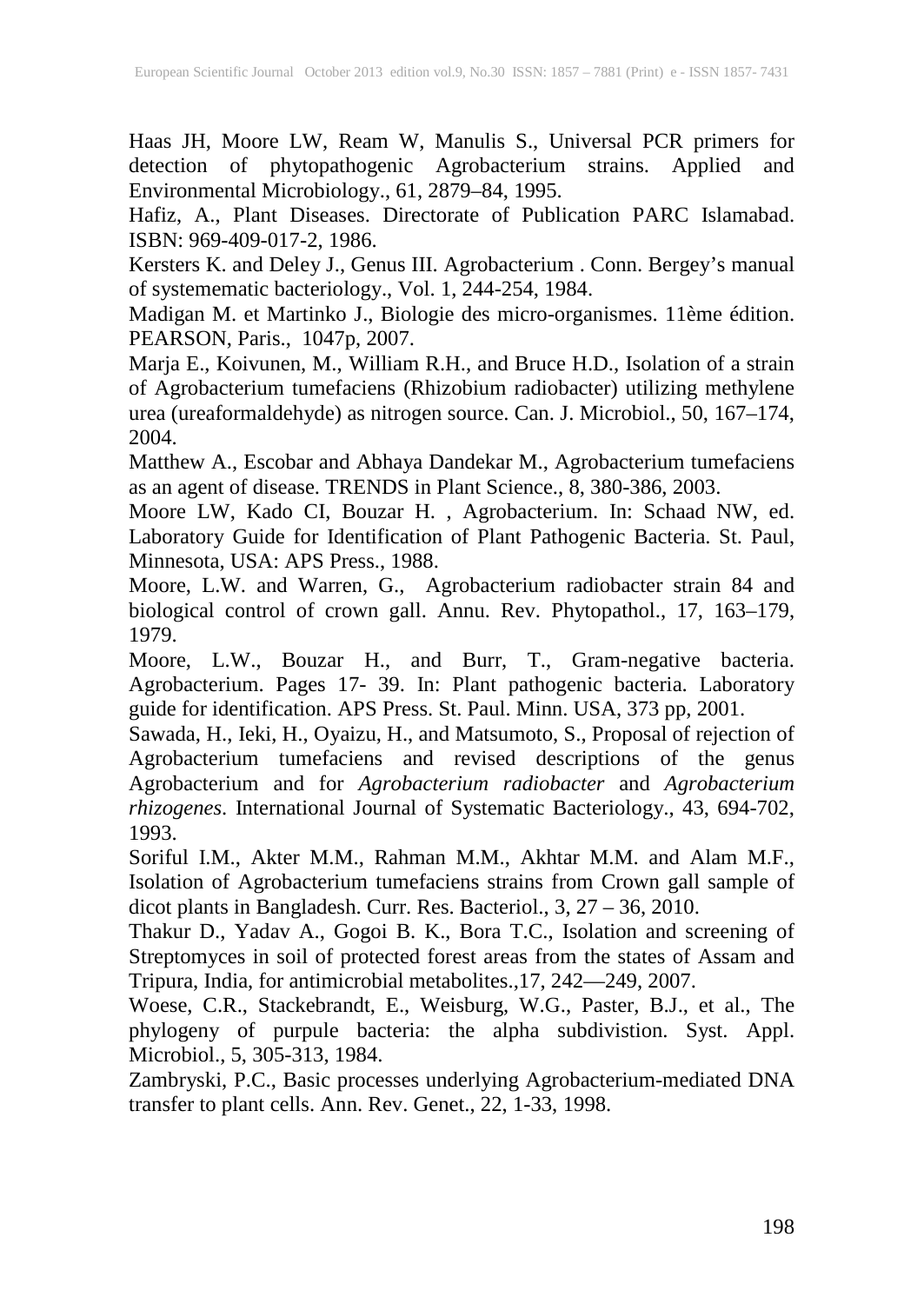Haas JH, Moore LW, Ream W, Manulis S., Universal PCR primers for detection of phytopathogenic Agrobacterium strains. Applied and Environmental Microbiology., 61, 2879–84, 1995.

Hafiz, A., Plant Diseases. Directorate of Publication PARC Islamabad. ISBN: 969-409-017-2, 1986.

Kersters K. and Deley J., Genus III. Agrobacterium . Conn. Bergey's manual of systemematic bacteriology., Vol. 1, 244-254, 1984.

Madigan M. et Martinko J., Biologie des micro-organismes. 11ème édition. PEARSON, Paris., 1047p, 2007.

Marja E., Koivunen, M., William R.H., and Bruce H.D., Isolation of a strain of Agrobacterium tumefaciens (Rhizobium radiobacter) utilizing methylene urea (ureaformaldehyde) as nitrogen source. Can. J. Microbiol., 50, 167–174, 2004.

Matthew A., Escobar and Abhaya Dandekar M., Agrobacterium tumefaciens as an agent of disease. TRENDS in Plant Science., 8, 380-386, 2003.

Moore LW, Kado CI, Bouzar H. , Agrobacterium. In: Schaad NW, ed. Laboratory Guide for Identification of Plant Pathogenic Bacteria. St. Paul, Minnesota, USA: APS Press., 1988.

Moore, L.W. and Warren, G., Agrobacterium radiobacter strain 84 and biological control of crown gall. Annu. Rev. Phytopathol., 17, 163–179, 1979.

Moore, L.W., Bouzar H., and Burr, T., Gram-negative bacteria. Agrobacterium. Pages 17- 39. In: Plant pathogenic bacteria. Laboratory guide for identification. APS Press. St. Paul. Minn. USA, 373 pp, 2001.

Sawada, H., Ieki, H., Oyaizu, H., and Matsumoto, S., Proposal of rejection of Agrobacterium tumefaciens and revised descriptions of the genus Agrobacterium and for *Agrobacterium radiobacter* and *Agrobacterium rhizogenes*. International Journal of Systematic Bacteriology., 43, 694-702, 1993.

Soriful I.M., Akter M.M., Rahman M.M., Akhtar M.M. and Alam M.F., Isolation of Agrobacterium tumefaciens strains from Crown gall sample of dicot plants in Bangladesh. Curr. Res. Bacteriol., 3, 27 – 36, 2010.

Thakur D., Yadav A., Gogoi B. K., Bora T.C., Isolation and screening of Streptomyces in soil of protected forest areas from the states of Assam and Tripura, India, for antimicrobial metabolites.,17, 242—249, 2007.

Woese, C.R., Stackebrandt, E., Weisburg, W.G., Paster, B.J., et al., The phylogeny of purpule bacteria: the alpha subdivistion. Syst. Appl. Microbiol., 5, 305-313, 1984.

Zambryski, P.C., Basic processes underlying Agrobacterium-mediated DNA transfer to plant cells. Ann. Rev. Genet., 22, 1-33, 1998.